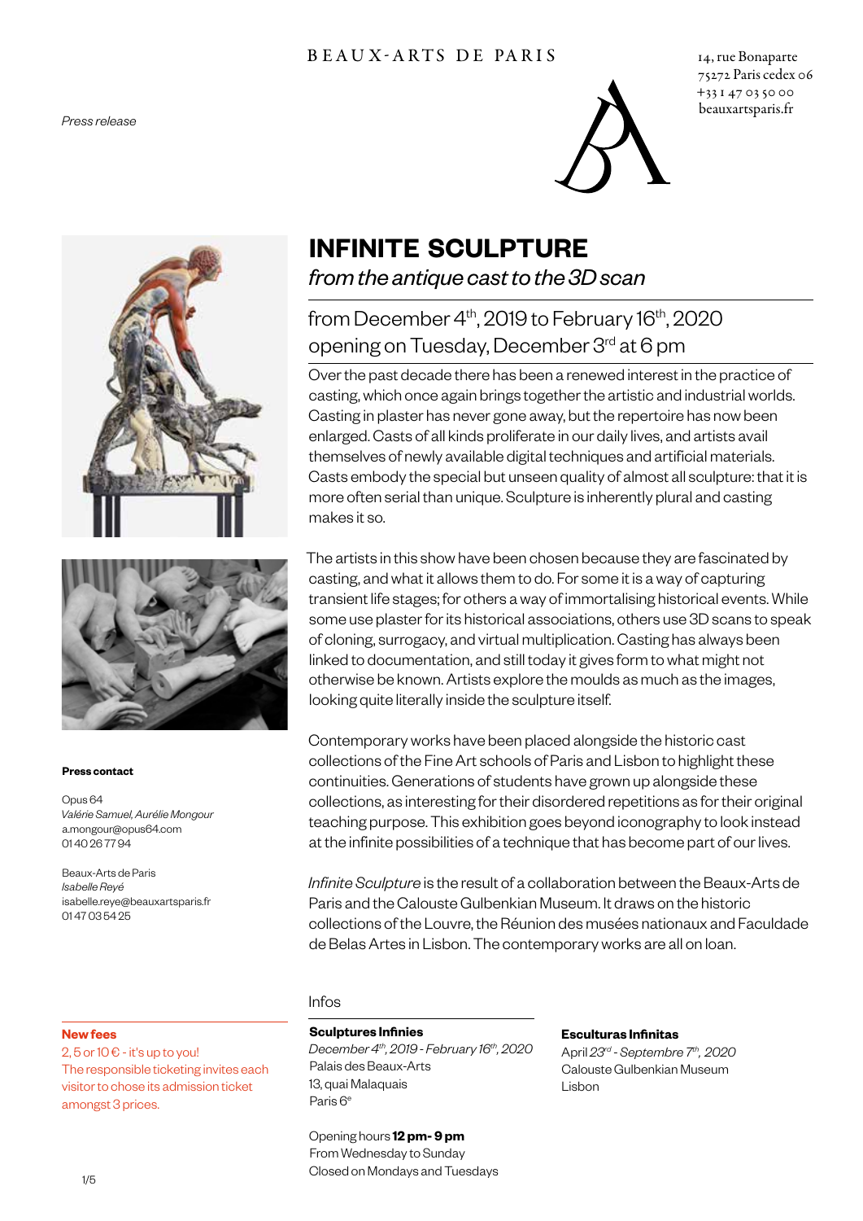BEAUX-ARTS DE PARIS

14, rue Bonaparte
75272 Paris cedex 06
+33 1 47 03 50 00
beauxartsparis.fr

*Press release*

# INFINITE SCULPTURE

*from the antique cast to the 3D scan*

## from December 4th, 2019 to February 16th, 2020
## opening on Tuesday, December 3rd at 6 pm

Over the past decade there has been a renewed interest in the practice of casting, which once again brings together the artistic and industrial worlds. Casting in plaster has never gone away, but the repertoire has now been enlarged. Casts of all kinds proliferate in our daily lives, and artists avail themselves of newly available digital techniques and artificial materials. Casts embody the special but unseen quality of almost all sculpture: that it is more often serial than unique. Sculpture is inherently plural and casting makes it so.

The artists in this show have been chosen because they are fascinated by casting, and what it allows them to do. For some it is a way of capturing transient life stages; for others a way of immortalising historical events. While some use plaster for its historical associations, others use 3D scans to speak of cloning, surrogacy, and virtual multiplication. Casting has always been linked to documentation, and still today it gives form to what might not otherwise be known. Artists explore the moulds as much as the images, looking quite literally inside the sculpture itself.

Contemporary works have been placed alongside the historic cast collections of the Fine Art schools of Paris and Lisbon to highlight these continuities. Generations of students have grown up alongside these collections, as interesting for their disordered repetitions as for their original teaching purpose. This exhibition goes beyond iconography to look instead at the infinite possibilities of a technique that has become part of our lives.

*Infinite Sculpture* is the result of a collaboration between the Beaux-Arts de Paris and the Calouste Gulbenkian Museum. It draws on the historic collections of the Louvre, the Réunion des musées nationaux and Faculdade de Belas Artes in Lisbon. The contemporary works are all on loan.

**Press contact**

Opus 64
*Valérie Samuel, Aurélie Mongour*
a.mongour@opus64.com
01 40 26 77 94

Beaux-Arts de Paris
*Isabelle Reyé*
isabelle.reye@beauxartsparis.fr
01 47 03 54 25

Infos

**Sculptures Infinies**
*December 4th, 2019 - February 16th, 2020*
Palais des Beaux-Arts
13, quai Malaquais
Paris 6e

Opening hours **12 pm - 9 pm**
From Wednesday to Sunday
Closed on Mondays and Tuesdays

**Esculturas Infinitas**
April *23rd - Septembre 7th, 2020*
Calouste Gulbenkian Museum
Lisbon

**New fees**
2, 5 or 10 € - it's up to you!
The responsible ticketing invites each visitor to chose its admission ticket amongst 3 prices.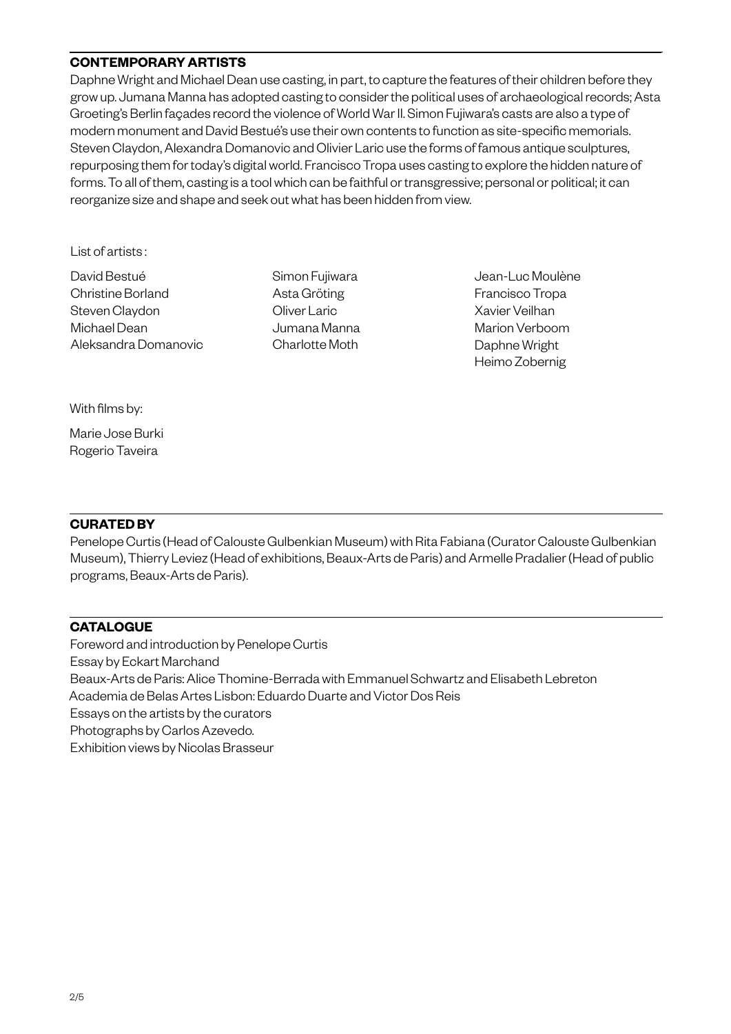## CONTEMPORARY ARTISTS

Daphne Wright and Michael Dean use casting, in part, to capture the features of their children before they grow up. Jumana Manna has adopted casting to consider the political uses of archaeological records; Asta Groeting's Berlin façades record the violence of World War II. Simon Fujiwara's casts are also a type of modern monument and David Bestué's use their own contents to function as site-specific memorials. Steven Claydon, Alexandra Domanovic and Olivier Laric use the forms of famous antique sculptures, repurposing them for today's digital world. Francisco Tropa uses casting to explore the hidden nature of forms. To all of them, casting is a tool which can be faithful or transgressive; personal or political; it can reorganize size and shape and seek out what has been hidden from view.

List of artists :

David Bestué
Christine Borland
Steven Claydon
Michael Dean
Aleksandra Domanovic
Simon Fujiwara
Asta Gröting
Oliver Laric
Jumana Manna
Charlotte Moth
Jean-Luc Moulène
Francisco Tropa
Xavier Veilhan
Marion Verboom
Daphne Wright
Heimo Zobernig

With films by:

Marie Jose Burki
Rogerio Taveira

## CURATED BY

Penelope Curtis (Head of Calouste Gulbenkian Museum) with Rita Fabiana (Curator Calouste Gulbenkian Museum), Thierry Leviez (Head of exhibitions, Beaux-Arts de Paris) and Armelle Pradalier (Head of public programs, Beaux-Arts de Paris).

## CATALOGUE

Foreword and introduction by Penelope Curtis
Essay by Eckart Marchand
Beaux-Arts de Paris: Alice Thomine-Berrada with Emmanuel Schwartz and Elisabeth Lebreton
Academia de Belas Artes Lisbon: Eduardo Duarte and Victor Dos Reis
Essays on the artists by the curators
Photographs by Carlos Azevedo.
Exhibition views by Nicolas Brasseur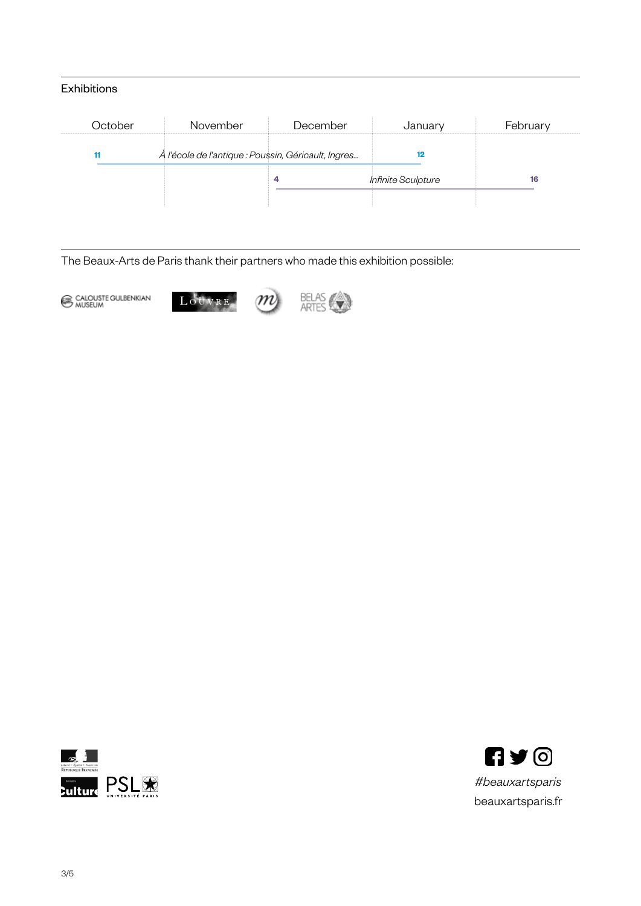## Exhibitions

| October | November | December | January | February |
| --- | --- | --- | --- | --- |
| 11 | *À l'école de l'antique : Poussin, Géricault, Ingres…* | | 12 | |
| | | 4 | *Infinite Sculpture* | 16 |

The Beaux-Arts de Paris thank their partners who made this exhibition possible:

CALOUSTE GULBENKIAN MUSEUM

LOUVRE

BELAS ARTES

*#beauxartsparis*

beauxartsparis.fr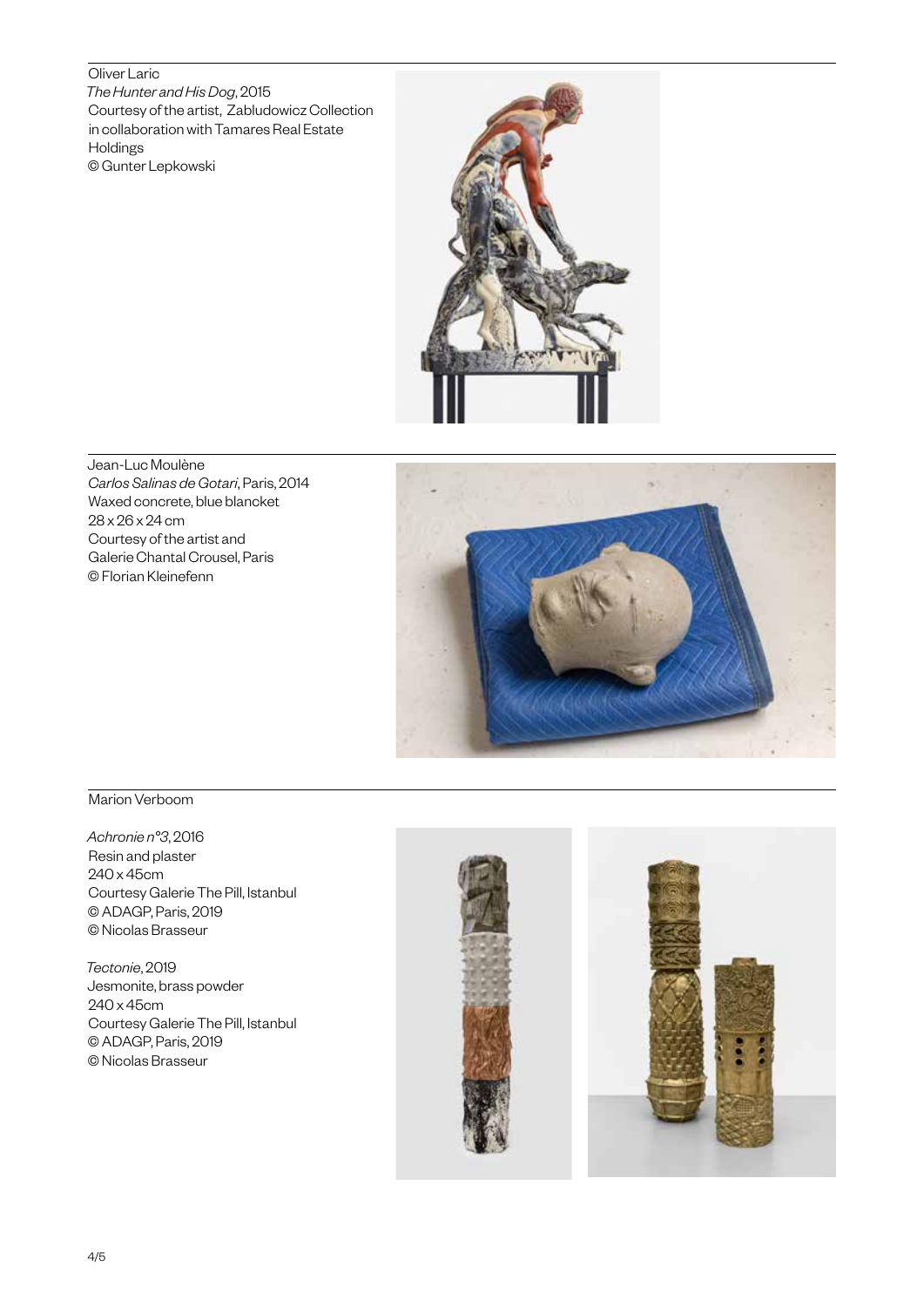Oliver Laric
*The Hunter and His Dog*, 2015
Courtesy of the artist, Zabludowicz Collection in collaboration with Tamares Real Estate Holdings
© Gunter Lepkowski

Jean-Luc Moulène
*Carlos Salinas de Gotari*, Paris, 2014
Waxed concrete, blue blancket
28 x 26 x 24 cm
Courtesy of the artist and Galerie Chantal Crousel, Paris
© Florian Kleinefenn

Marion Verboom

*Achronie n°3*, 2016
Resin and plaster
240 x 45cm
Courtesy Galerie The Pill, Istanbul
© ADAGP, Paris, 2019
© Nicolas Brasseur

*Tectonie*, 2019
Jesmonite, brass powder
240 x 45cm
Courtesy Galerie The Pill, Istanbul
© ADAGP, Paris, 2019
© Nicolas Brasseur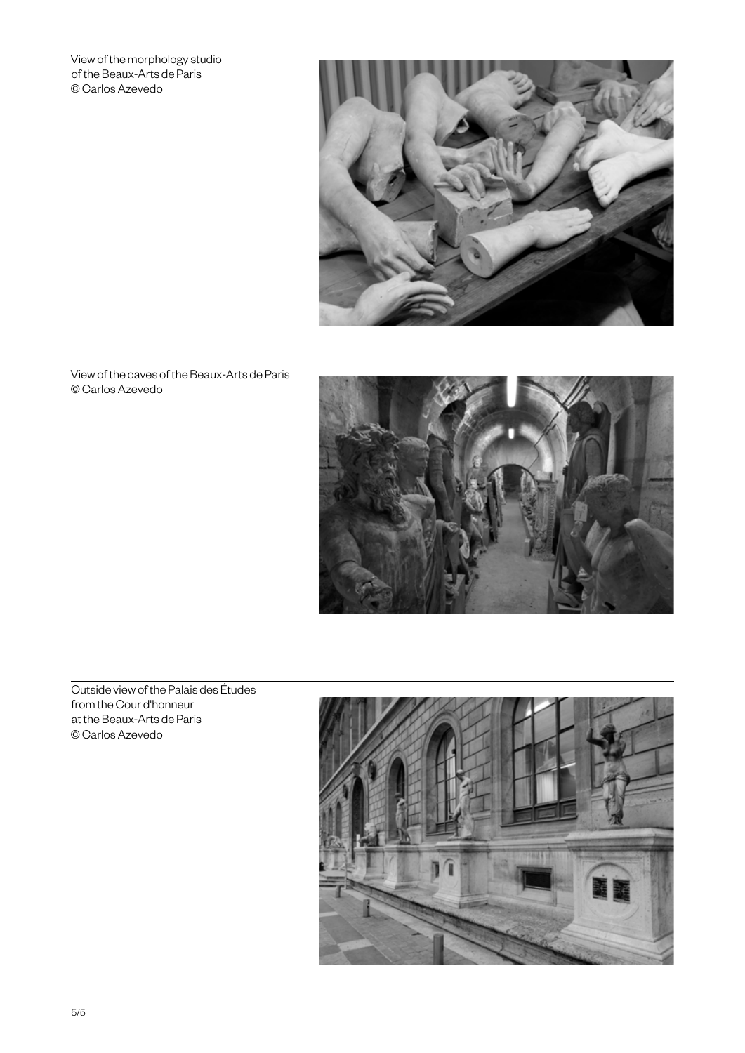View of the morphology studio
of the Beaux-Arts de Paris
© Carlos Azevedo

View of the caves of the Beaux-Arts de Paris
© Carlos Azevedo

Outside view of the Palais des Études
from the Cour d'honneur
at the Beaux-Arts de Paris
© Carlos Azevedo